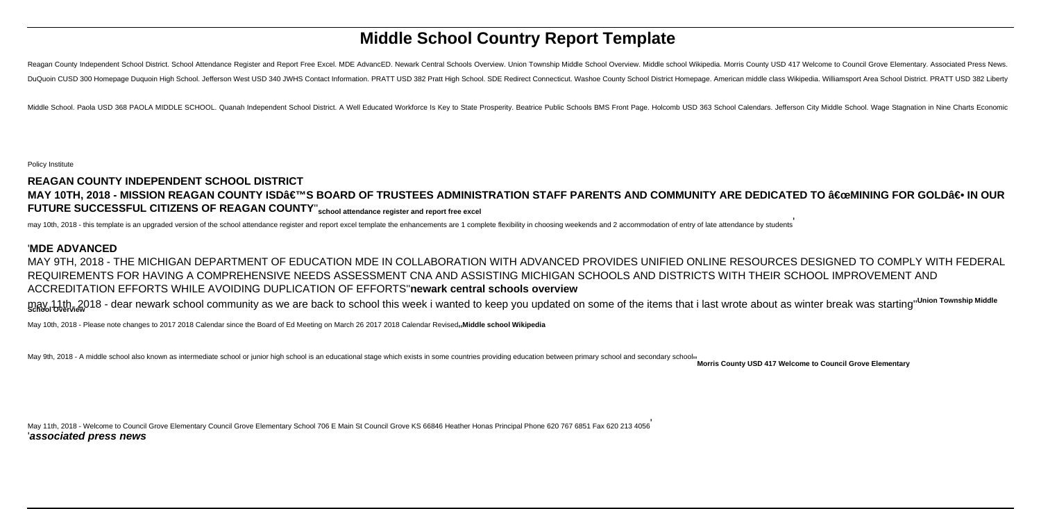# Middle School Country Report Template

Reagan County Independent School District. School Attendance Register and Report Free Excel. MDE AdvancED. Newark Central Schools Overview. Union Township Middle School Overview. Middle school Wikipedia. Morris County USD 417 Welcome to Council Grove Elementary. Associated Press News. DuQuoin CUSD 300 Homepage Duquoin High School. Jefferson West USD 340 JWHS Contact Information. PRATT USD 382 Pratt High School. SDE Redirect Connecticut. Washoe County School District Homepage. American middle class Wikipedia. Williamsport Area School District. PRATT USD 382 Liberty Middle School. Paola USD 368 PAOLA MIDDLE SCHOOL. Quanah Independent School District. A Well Educated Workforce Is Key to State Prosperity. Beatrice Public Schools BMS Front Page. Holcomb USD 363 School Calendars. Jefferson City Middle School. Wage Stagnation in Nine Charts Economic Policy Institute

**REAGAN COUNTY INDEPENDENT SCHOOL DISTRICT**

**MAY 10TH, 2018 - MISSION REAGAN COUNTY ISD'S BOARD OF TRUSTEES ADMINISTRATION STAFF PARENTS AND COMMUNITY ARE DEDICATED TO "MINING FOR GOLD" IN OUR FUTURE SUCCESSFUL CITIZENS OF REAGAN COUNTY"** **school attendance register and report free excel**

may 10th, 2018 - this template is an upgraded version of the school attendance register and report excel template the enhancements are 1 complete flexibility in choosing weekends and 2 accommodation of entry of late attendance by students'

**'MDE ADVANCED**

MAY 9TH, 2018 - THE MICHIGAN DEPARTMENT OF EDUCATION MDE IN COLLABORATION WITH ADVANCED PROVIDES UNIFIED ONLINE RESOURCES DESIGNED TO COMPLY WITH FEDERAL REQUIREMENTS FOR HAVING A COMPREHENSIVE NEEDS ASSESSMENT CNA AND ASSISTING MICHIGAN SCHOOLS AND DISTRICTS WITH THEIR SCHOOL IMPROVEMENT AND ACCREDITATION EFFORTS WHILE AVOIDING DUPLICATION OF EFFORTS"**newark central schools overview**

may 11th, 2018 - dear newark school community as we are back to school this week i wanted to keep you updated on some of the items that i last wrote about as winter break was starting"**Union Township Middle School Overview**

May 10th, 2018 - Please note changes to 2017 2018 Calendar since the Board of Ed Meeting on March 26 2017 2018 Calendar Revised,,**Middle school Wikipedia**

May 9th, 2018 - A middle school also known as intermediate school or junior high school is an educational stage which exists in some countries providing education between primary school and secondary school,,**Morris County USD 417 Welcome to Council Grove Elementary**

May 11th, 2018 - Welcome to Council Grove Elementary Council Grove Elementary School 706 E Main St Council Grove KS 66846 Heather Honas Principal Phone 620 767 6851 Fax 620 213 4056'

'***associated press news***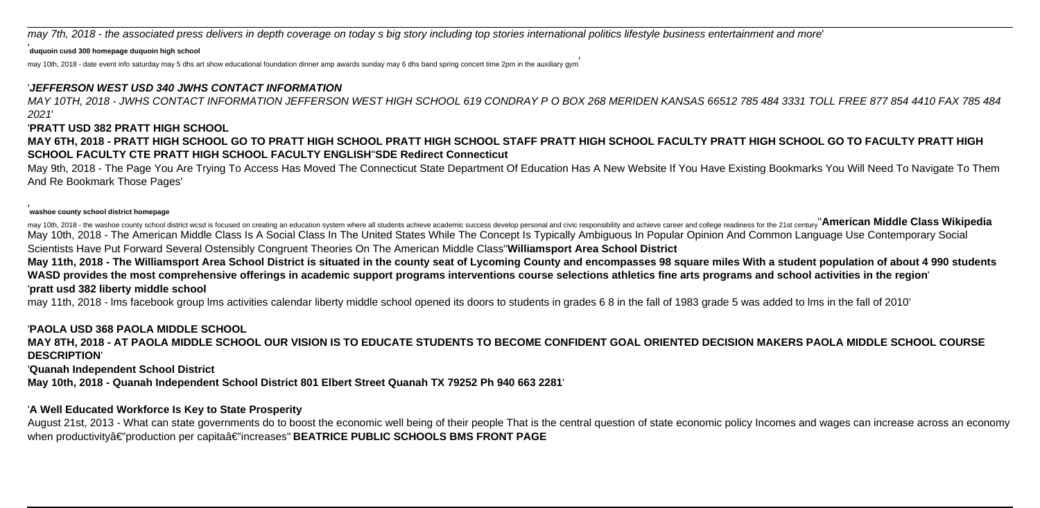may 7th, 2018 - the associated press delivers in depth coverage on today s big story including top stories international politics lifestyle business entertainment and more'

'**duquoin cusd 300 homepage duquoin high school**

may 10th, 2018 - date event info saturday may 5 dhs art show educational foundation dinner amp awards sunday may 6 dhs band spring concert time 2pm in the auxiliary gym'

'***JEFFERSON WEST USD 340 JWHS CONTACT INFORMATION***

*MAY 10TH, 2018 - JWHS CONTACT INFORMATION JEFFERSON WEST HIGH SCHOOL 619 CONDRAY P O BOX 268 MERIDEN KANSAS 66512 785 484 3331 TOLL FREE 877 854 4410 FAX 785 484 2021*'

'**PRATT USD 382 PRATT HIGH SCHOOL**

**MAY 6TH, 2018 - PRATT HIGH SCHOOL GO TO PRATT HIGH SCHOOL PRATT HIGH SCHOOL STAFF PRATT HIGH SCHOOL FACULTY PRATT HIGH SCHOOL GO TO FACULTY PRATT HIGH SCHOOL FACULTY CTE PRATT HIGH SCHOOL FACULTY ENGLISH**''**SDE Redirect Connecticut**

May 9th, 2018 - The Page You Are Trying To Access Has Moved The Connecticut State Department Of Education Has A New Website If You Have Existing Bookmarks You Will Need To Navigate To Them And Re Bookmark Those Pages'

'**washoe county school district homepage**

may 10th, 2018 - the washoe county school district wcsd is focused on creating an education system where all students achieve academic success develop personal and civic responsibility and achieve career and college readiness for the 21st century''**American Middle Class Wikipedia**

May 10th, 2018 - The American Middle Class Is A Social Class In The United States While The Concept Is Typically Ambiguous In Popular Opinion And Common Language Use Contemporary Social Scientists Have Put Forward Several Ostensibly Congruent Theories On The American Middle Class''**Williamsport Area School District**

**May 11th, 2018 - The Williamsport Area School District is situated in the county seat of Lycoming County and encompasses 98 square miles With a student population of about 4 990 students WASD provides the most comprehensive offerings in academic support programs interventions course selections athletics fine arts programs and school activities in the region**'

'**pratt usd 382 liberty middle school**

may 11th, 2018 - lms facebook group lms activities calendar liberty middle school opened its doors to students in grades 6 8 in the fall of 1983 grade 5 was added to lms in the fall of 2010'

'**PAOLA USD 368 PAOLA MIDDLE SCHOOL**

**MAY 8TH, 2018 - AT PAOLA MIDDLE SCHOOL OUR VISION IS TO EDUCATE STUDENTS TO BECOME CONFIDENT GOAL ORIENTED DECISION MAKERS PAOLA MIDDLE SCHOOL COURSE DESCRIPTION**'

'**Quanah Independent School District**

**May 10th, 2018 - Quanah Independent School District 801 Elbert Street Quanah TX 79252 Ph 940 663 2281**'

'**A Well Educated Workforce Is Key to State Prosperity**

August 21st, 2013 - What can state governments do to boost the economic well being of their people That is the central question of state economic policy Incomes and wages can increase across an economy when productivityâ€"production per capitaâ€"increases'' **BEATRICE PUBLIC SCHOOLS BMS FRONT PAGE**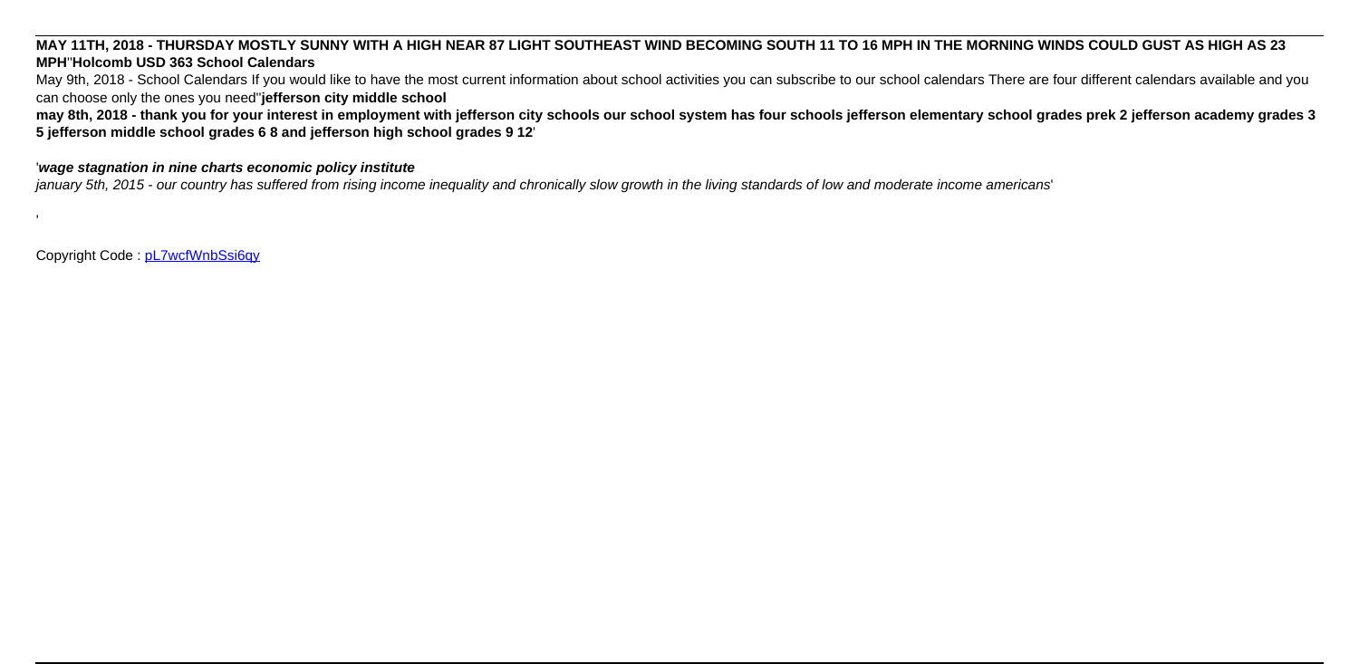**MAY 11TH, 2018 - THURSDAY MOSTLY SUNNY WITH A HIGH NEAR 87 LIGHT SOUTHEAST WIND BECOMING SOUTH 11 TO 16 MPH IN THE MORNING WINDS COULD GUST AS HIGH AS 23 MPH**''**Holcomb USD 363 School Calendars**

May 9th, 2018 - School Calendars If you would like to have the most current information about school activities you can subscribe to our school calendars There are four different calendars available and you can choose only the ones you need''**jefferson city middle school**

**may 8th, 2018 - thank you for your interest in employment with jefferson city schools our school system has four schools jefferson elementary school grades prek 2 jefferson academy grades 3 5 jefferson middle school grades 6 8 and jefferson high school grades 9 12**'

'***wage stagnation in nine charts economic policy institute***

*january 5th, 2015 - our country has suffered from rising income inequality and chronically slow growth in the living standards of low and moderate income americans*'

'

Copyright Code : pL7wcfWnbSsi6qy